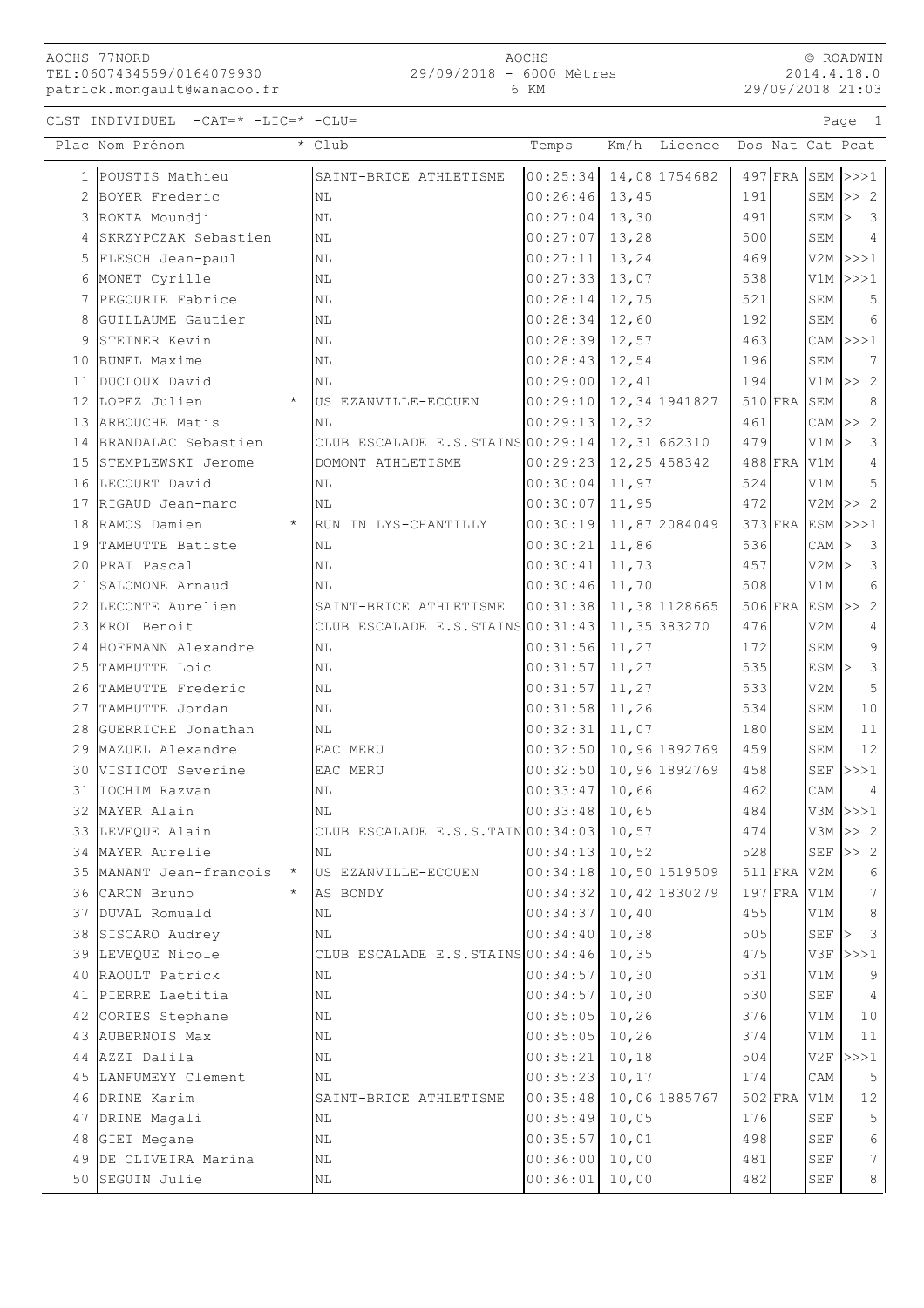AOCHS 77NORD
TEL:0607434559/0164079930
patrick.mongault@wanadoo.fr

AOCHS
29/09/2018 - 6000 Mètres
6 KM

© ROADWIN
2014.4.18.0
29/09/2018 21:03

CLST INDIVIDUEL -CAT=* -LIC=* -CLU=

| Plac | Nom Prénom | * | Club | Temps | Km/h | Licence | Dos | Nat | Cat | Pcat |
|---|---|---|---|---|---|---|---|---|---|---|
| 1 | POUSTIS Mathieu | | SAINT-BRICE ATHLETISME | 00:25:34 | 14,08 | 1754682 | 497 | FRA | SEM | >>>1 |
| 2 | BOYER Frederic | | NL | 00:26:46 | 13,45 | | 191 | | SEM | >> 2 |
| 3 | ROKIA Moundji | | NL | 00:27:04 | 13,30 | | 491 | | SEM | > 3 |
| 4 | SKRZYPCZAK Sebastien | | NL | 00:27:07 | 13,28 | | 500 | | SEM | 4 |
| 5 | FLESCH Jean-paul | | NL | 00:27:11 | 13,24 | | 469 | | V2M | >>>1 |
| 6 | MONET Cyrille | | NL | 00:27:33 | 13,07 | | 538 | | V1M | >>>1 |
| 7 | PEGOURIE Fabrice | | NL | 00:28:14 | 12,75 | | 521 | | SEM | 5 |
| 8 | GUILLAUME Gautier | | NL | 00:28:34 | 12,60 | | 192 | | SEM | 6 |
| 9 | STEINER Kevin | | NL | 00:28:39 | 12,57 | | 463 | | CAM | >>>1 |
| 10 | BUNEL Maxime | | NL | 00:28:43 | 12,54 | | 196 | | SEM | 7 |
| 11 | DUCLOUX David | | NL | 00:29:00 | 12,41 | | 194 | | V1M | >> 2 |
| 12 | LOPEZ Julien | * | US EZANVILLE-ECOUEN | 00:29:10 | 12,34 | 1941827 | 510 | FRA | SEM | 8 |
| 13 | ARBOUCHE Matis | | NL | 00:29:13 | 12,32 | | 461 | | CAM | >> 2 |
| 14 | BRANDALAC Sebastien | | CLUB ESCALADE E.S.STAINS | 00:29:14 | 12,31 | 662310 | 479 | | V1M | > 3 |
| 15 | STEMPLEWSKI Jerome | | DOMONT ATHLETISME | 00:29:23 | 12,25 | 458342 | 488 | FRA | V1M | 4 |
| 16 | LECOURT David | | NL | 00:30:04 | 11,97 | | 524 | | V1M | 5 |
| 17 | RIGAUD Jean-marc | | NL | 00:30:07 | 11,95 | | 472 | | V2M | >> 2 |
| 18 | RAMOS Damien | * | RUN IN LYS-CHANTILLY | 00:30:19 | 11,87 | 2084049 | 373 | FRA | ESM | >>>1 |
| 19 | TAMBUTTE Batiste | | NL | 00:30:21 | 11,86 | | 536 | | CAM | > 3 |
| 20 | PRAT Pascal | | NL | 00:30:41 | 11,73 | | 457 | | V2M | > 3 |
| 21 | SALOMONE Arnaud | | NL | 00:30:46 | 11,70 | | 508 | | V1M | 6 |
| 22 | LECONTE Aurelien | | SAINT-BRICE ATHLETISME | 00:31:38 | 11,38 | 1128665 | 506 | FRA | ESM | >> 2 |
| 23 | KROL Benoit | | CLUB ESCALADE E.S.STAINS | 00:31:43 | 11,35 | 383270 | 476 | | V2M | 4 |
| 24 | HOFFMANN Alexandre | | NL | 00:31:56 | 11,27 | | 172 | | SEM | 9 |
| 25 | TAMBUTTE Loic | | NL | 00:31:57 | 11,27 | | 535 | | ESM | > 3 |
| 26 | TAMBUTTE Frederic | | NL | 00:31:57 | 11,27 | | 533 | | V2M | 5 |
| 27 | TAMBUTTE Jordan | | NL | 00:31:58 | 11,26 | | 534 | | SEM | 10 |
| 28 | GUERRICHE Jonathan | | NL | 00:32:31 | 11,07 | | 180 | | SEM | 11 |
| 29 | MAZUEL Alexandre | | EAC MERU | 00:32:50 | 10,96 | 1892769 | 459 | | SEM | 12 |
| 30 | VISTICOT Severine | | EAC MERU | 00:32:50 | 10,96 | 1892769 | 458 | | SEF | >>>1 |
| 31 | IOCHIM Razvan | | NL | 00:33:47 | 10,66 | | 462 | | CAM | 4 |
| 32 | MAYER Alain | | NL | 00:33:48 | 10,65 | | 484 | | V3M | >>>1 |
| 33 | LEVEQUE Alain | | CLUB ESCALADE E.S.S.TAIN | 00:34:03 | 10,57 | | 474 | | V3M | >> 2 |
| 34 | MAYER Aurelie | | NL | 00:34:13 | 10,52 | | 528 | | SEF | >> 2 |
| 35 | MANANT Jean-francois | * | US EZANVILLE-ECOUEN | 00:34:18 | 10,50 | 1519509 | 511 | FRA | V2M | 6 |
| 36 | CARON Bruno | * | AS BONDY | 00:34:32 | 10,42 | 1830279 | 197 | FRA | V1M | 7 |
| 37 | DUVAL Romuald | | NL | 00:34:37 | 10,40 | | 455 | | V1M | 8 |
| 38 | SISCARO Audrey | | NL | 00:34:40 | 10,38 | | 505 | | SEF | > 3 |
| 39 | LEVEQUE Nicole | | CLUB ESCALADE E.S.STAINS | 00:34:46 | 10,35 | | 475 | | V3F | >>>1 |
| 40 | RAOULT Patrick | | NL | 00:34:57 | 10,30 | | 531 | | V1M | 9 |
| 41 | PIERRE Laetitia | | NL | 00:34:57 | 10,30 | | 530 | | SEF | 4 |
| 42 | CORTES Stephane | | NL | 00:35:05 | 10,26 | | 376 | | V1M | 10 |
| 43 | AUBERNOIS Max | | NL | 00:35:05 | 10,26 | | 374 | | V1M | 11 |
| 44 | AZZI Dalila | | NL | 00:35:21 | 10,18 | | 504 | | V2F | >>>1 |
| 45 | LANFUMEYY Clement | | NL | 00:35:23 | 10,17 | | 174 | | CAM | 5 |
| 46 | DRINE Karim | | SAINT-BRICE ATHLETISME | 00:35:48 | 10,06 | 1885767 | 502 | FRA | V1M | 12 |
| 47 | DRINE Magali | | NL | 00:35:49 | 10,05 | | 176 | | SEF | 5 |
| 48 | GIET Megane | | NL | 00:35:57 | 10,01 | | 498 | | SEF | 6 |
| 49 | DE OLIVEIRA Marina | | NL | 00:36:00 | 10,00 | | 481 | | SEF | 7 |
| 50 | SEGUIN Julie | | NL | 00:36:01 | 10,00 | | 482 | | SEF | 8 |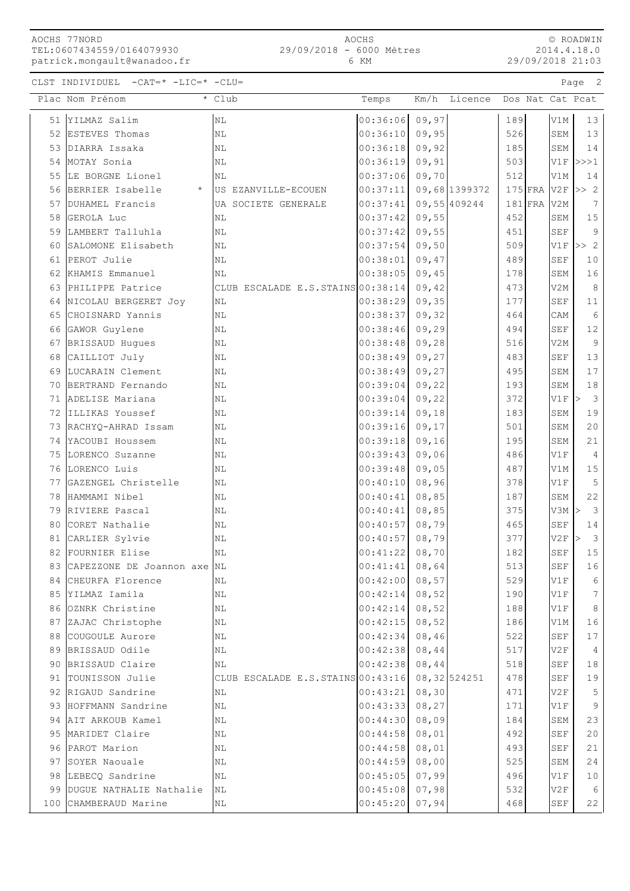CLST INDIVIDUEL -CAT=* -LIC=* -CLU=

| Plac | Nom Prénom | * | Club | Temps | Km/h | Licence | Dos | Nat | Cat | Pcat |
|---|---|---|---|---|---|---|---|---|---|---|
| 51 | YILMAZ Salim | | NL | 00:36:06 | 09,97 | | 189 | | V1M | 13 |
| 52 | ESTEVES Thomas | | NL | 00:36:10 | 09,95 | | 526 | | SEM | 13 |
| 53 | DIARRA Issaka | | NL | 00:36:18 | 09,92 | | 185 | | SEM | 14 |
| 54 | MOTAY Sonia | | NL | 00:36:19 | 09,91 | | 503 | | V1F | >>>1 |
| 55 | LE BORGNE Lionel | | NL | 00:37:06 | 09,70 | | 512 | | V1M | 14 |
| 56 | BERRIER Isabelle | * | US EZANVILLE-ECOUEN | 00:37:11 | 09,68 | 1399372 | 175 | FRA | V2F | >> 2 |
| 57 | DUHAMEL Francis | | UA SOCIETE GENERALE | 00:37:41 | 09,55 | 409244 | 181 | FRA | V2M | 7 |
| 58 | GEROLA Luc | | NL | 00:37:42 | 09,55 | | 452 | | SEM | 15 |
| 59 | LAMBERT Talluhla | | NL | 00:37:42 | 09,55 | | 451 | | SEF | 9 |
| 60 | SALOMONE Elisabeth | | NL | 00:37:54 | 09,50 | | 509 | | V1F | >> 2 |
| 61 | PEROT Julie | | NL | 00:38:01 | 09,47 | | 489 | | SEF | 10 |
| 62 | KHAMIS Emmanuel | | NL | 00:38:05 | 09,45 | | 178 | | SEM | 16 |
| 63 | PHILIPPE Patrice | | CLUB ESCALADE E.S.STAINS | 00:38:14 | 09,42 | | 473 | | V2M | 8 |
| 64 | NICOLAU BERGERET Joy | | NL | 00:38:29 | 09,35 | | 177 | | SEF | 11 |
| 65 | CHOISNARD Yannis | | NL | 00:38:37 | 09,32 | | 464 | | CAM | 6 |
| 66 | GAWOR Guylene | | NL | 00:38:46 | 09,29 | | 494 | | SEF | 12 |
| 67 | BRISSAUD Hugues | | NL | 00:38:48 | 09,28 | | 516 | | V2M | 9 |
| 68 | CAILLIOT July | | NL | 00:38:49 | 09,27 | | 483 | | SEF | 13 |
| 69 | LUCARAIN Clement | | NL | 00:38:49 | 09,27 | | 495 | | SEM | 17 |
| 70 | BERTRAND Fernando | | NL | 00:39:04 | 09,22 | | 193 | | SEM | 18 |
| 71 | ADELISE Mariana | | NL | 00:39:04 | 09,22 | | 372 | | V1F | > 3 |
| 72 | ILLIKAS Youssef | | NL | 00:39:14 | 09,18 | | 183 | | SEM | 19 |
| 73 | RACHYQ-AHRAD Issam | | NL | 00:39:16 | 09,17 | | 501 | | SEM | 20 |
| 74 | YACOUBI Houssem | | NL | 00:39:18 | 09,16 | | 195 | | SEM | 21 |
| 75 | LORENCO Suzanne | | NL | 00:39:43 | 09,06 | | 486 | | V1F | 4 |
| 76 | LORENCO Luis | | NL | 00:39:48 | 09,05 | | 487 | | V1M | 15 |
| 77 | GAZENGEL Christelle | | NL | 00:40:10 | 08,96 | | 378 | | V1F | 5 |
| 78 | HAMMAMI Nibel | | NL | 00:40:41 | 08,85 | | 187 | | SEM | 22 |
| 79 | RIVIERE Pascal | | NL | 00:40:41 | 08,85 | | 375 | | V3M | > 3 |
| 80 | CORET Nathalie | | NL | 00:40:57 | 08,79 | | 465 | | SEF | 14 |
| 81 | CARLIER Sylvie | | NL | 00:40:57 | 08,79 | | 377 | | V2F | > 3 |
| 82 | FOURNIER Elise | | NL | 00:41:22 | 08,70 | | 182 | | SEF | 15 |
| 83 | CAPEZZONE DE Joannon axe | | NL | 00:41:41 | 08,64 | | 513 | | SEF | 16 |
| 84 | CHEURFA Florence | | NL | 00:42:00 | 08,57 | | 529 | | V1F | 6 |
| 85 | YILMAZ Iamila | | NL | 00:42:14 | 08,52 | | 190 | | V1F | 7 |
| 86 | OZNRK Christine | | NL | 00:42:14 | 08,52 | | 188 | | V1F | 8 |
| 87 | ZAJAC Christophe | | NL | 00:42:15 | 08,52 | | 186 | | V1M | 16 |
| 88 | COUGOULE Aurore | | NL | 00:42:34 | 08,46 | | 522 | | SEF | 17 |
| 89 | BRISSAUD Odile | | NL | 00:42:38 | 08,44 | | 517 | | V2F | 4 |
| 90 | BRISSAUD Claire | | NL | 00:42:38 | 08,44 | | 518 | | SEF | 18 |
| 91 | TOUNISSON Julie | | CLUB ESCALADE E.S.STAINS | 00:43:16 | 08,32 | 524251 | 478 | | SEF | 19 |
| 92 | RIGAUD Sandrine | | NL | 00:43:21 | 08,30 | | 471 | | V2F | 5 |
| 93 | HOFFMANN Sandrine | | NL | 00:43:33 | 08,27 | | 171 | | V1F | 9 |
| 94 | AIT ARKOUB Kamel | | NL | 00:44:30 | 08,09 | | 184 | | SEM | 23 |
| 95 | MARIDET Claire | | NL | 00:44:58 | 08,01 | | 492 | | SEF | 20 |
| 96 | PAROT Marion | | NL | 00:44:58 | 08,01 | | 493 | | SEF | 21 |
| 97 | SOYER Naouale | | NL | 00:44:59 | 08,00 | | 525 | | SEM | 24 |
| 98 | LEBECQ Sandrine | | NL | 00:45:05 | 07,99 | | 496 | | V1F | 10 |
| 99 | DUGUE NATHALIE Nathalie | | NL | 00:45:08 | 07,98 | | 532 | | V2F | 6 |
| 100 | CHAMBERAUD Marine | | NL | 00:45:20 | 07,94 | | 468 | | SEF | 22 |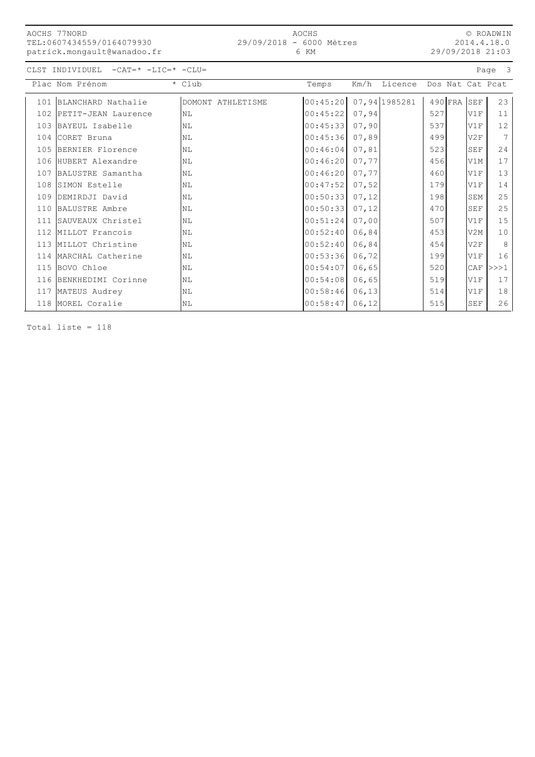AOCHS 77NORD
TEL:0607434559/0164079930
patrick.mongault@wanadoo.fr

AOCHS
29/09/2018 - 6000 Mètres
6 KM

© ROADWIN
2014.4.18.0
29/09/2018 21:03

CLST INDIVIDUEL -CAT=* -LIC=* -CLU=

| Plac | Nom Prénom | * Club | Temps | Km/h | Licence | Dos | Nat | Cat | Pcat |
|---|---|---|---|---|---|---|---|---|---|
| 101 | BLANCHARD Nathalie | DOMONT ATHLETISME | 00:45:20 | 07,94 | 1985281 | 490 | FRA | SEF | 23 |
| 102 | PETIT-JEAN Laurence | NL | 00:45:22 | 07,94 | | 527 | | V1F | 11 |
| 103 | BAYEUL Isabelle | NL | 00:45:33 | 07,90 | | 537 | | V1F | 12 |
| 104 | CORET Bruna | NL | 00:45:36 | 07,89 | | 499 | | V2F | 7 |
| 105 | BERNIER Florence | NL | 00:46:04 | 07,81 | | 523 | | SEF | 24 |
| 106 | HUBERT Alexandre | NL | 00:46:20 | 07,77 | | 456 | | V1M | 17 |
| 107 | BALUSTRE Samantha | NL | 00:46:20 | 07,77 | | 460 | | V1F | 13 |
| 108 | SIMON Estelle | NL | 00:47:52 | 07,52 | | 179 | | V1F | 14 |
| 109 | DEMIRDJI David | NL | 00:50:33 | 07,12 | | 198 | | SEM | 25 |
| 110 | BALUSTRE Ambre | NL | 00:50:33 | 07,12 | | 470 | | SEF | 25 |
| 111 | SAUVEAUX Christel | NL | 00:51:24 | 07,00 | | 507 | | V1F | 15 |
| 112 | MILLOT Francois | NL | 00:52:40 | 06,84 | | 453 | | V2M | 10 |
| 113 | MILLOT Christine | NL | 00:52:40 | 06,84 | | 454 | | V2F | 8 |
| 114 | MARCHAL Catherine | NL | 00:53:36 | 06,72 | | 199 | | V1F | 16 |
| 115 | BOVO Chloe | NL | 00:54:07 | 06,65 | | 520 | | CAF | >>>1 |
| 116 | BENKHEDIMI Corinne | NL | 00:54:08 | 06,65 | | 519 | | V1F | 17 |
| 117 | MATEUS Audrey | NL | 00:58:46 | 06,13 | | 514 | | V1F | 18 |
| 118 | MOREL Coralie | NL | 00:58:47 | 06,12 | | 515 | | SEF | 26 |

Total liste = 118